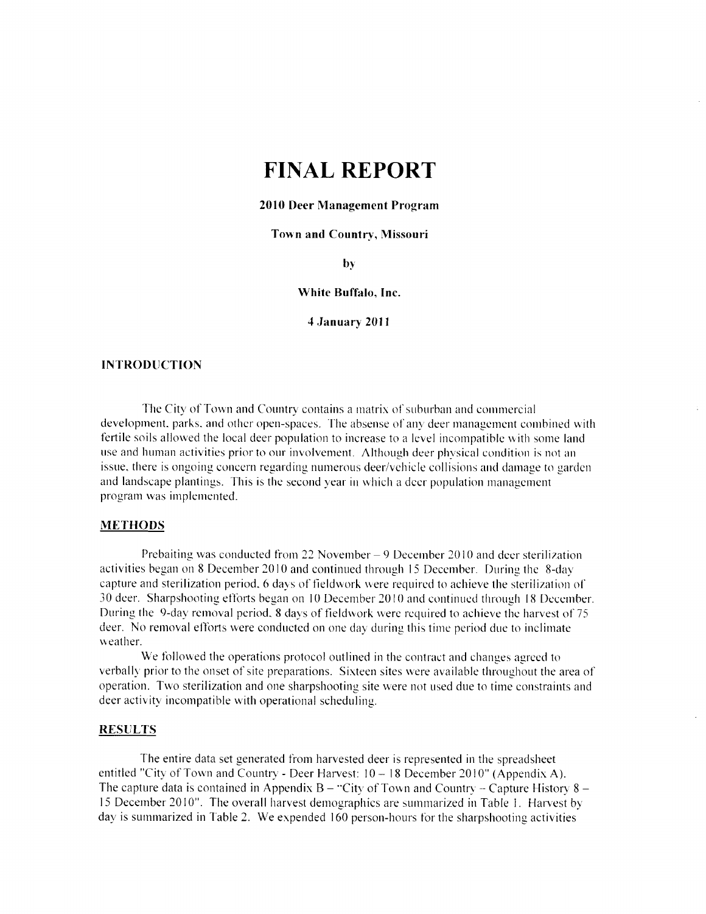# FINAL REPORT

**2010 Deer Management Program**

**Town and Country, Missouri**

**by**

**White Buffalo, Inc.**

**4 January 2011**

## INTRODUCTION

The City of Town and Country contains a matrix of suburban and commercial development, parks, and other open-spaces. The absense of any deer management combined with fertile soils allowed the local deer population to increase to a level incompatible with some land use and human activities prior to our involvement. Although deer physical condition is not an issue, there is ongoing concern regarding numerous deer/vehicle collisions and damage to garden and landscape plantings. This is the second year in which a deer population management program was implemented.

## METHODS

Prebaiting was conducted from 22 November – 9 December 2010 and deer sterilization activities began on 8 December 2010 and continued through 15 December. During the 8-day capture and sterilization period, 6 days of fieldwork were required to achieve the sterilization of 30 deer. Sharpshooting efforts began on 10 December 2010 and continued through 18 December. During the 9-day removal period, 8 days of fieldwork were required to achieve the harvest of 75 deer. No removal efforts were conducted on one day during this time period due to inclimate weather.

We followed the operations protocol outlined in the contract and changes agreed to verbally prior to the onset of site preparations. Sixteen sites were available throughout the area of operation. Two sterilization and one sharpshooting site were not used due to time constraints and deer activity incompatible with operational scheduling.

## RESULTS

The entire data set generated from harvested deer is represented in the spreadsheet entitled "City of Town and Country - Deer Harvest: 10 – 18 December 2010" (Appendix A). The capture data is contained in Appendix B – "City of Town and Country – Capture History 8 – 15 December 2010". The overall harvest demographics are summarized in Table 1. Harvest by day is summarized in Table 2. We expended 160 person-hours for the sharpshooting activities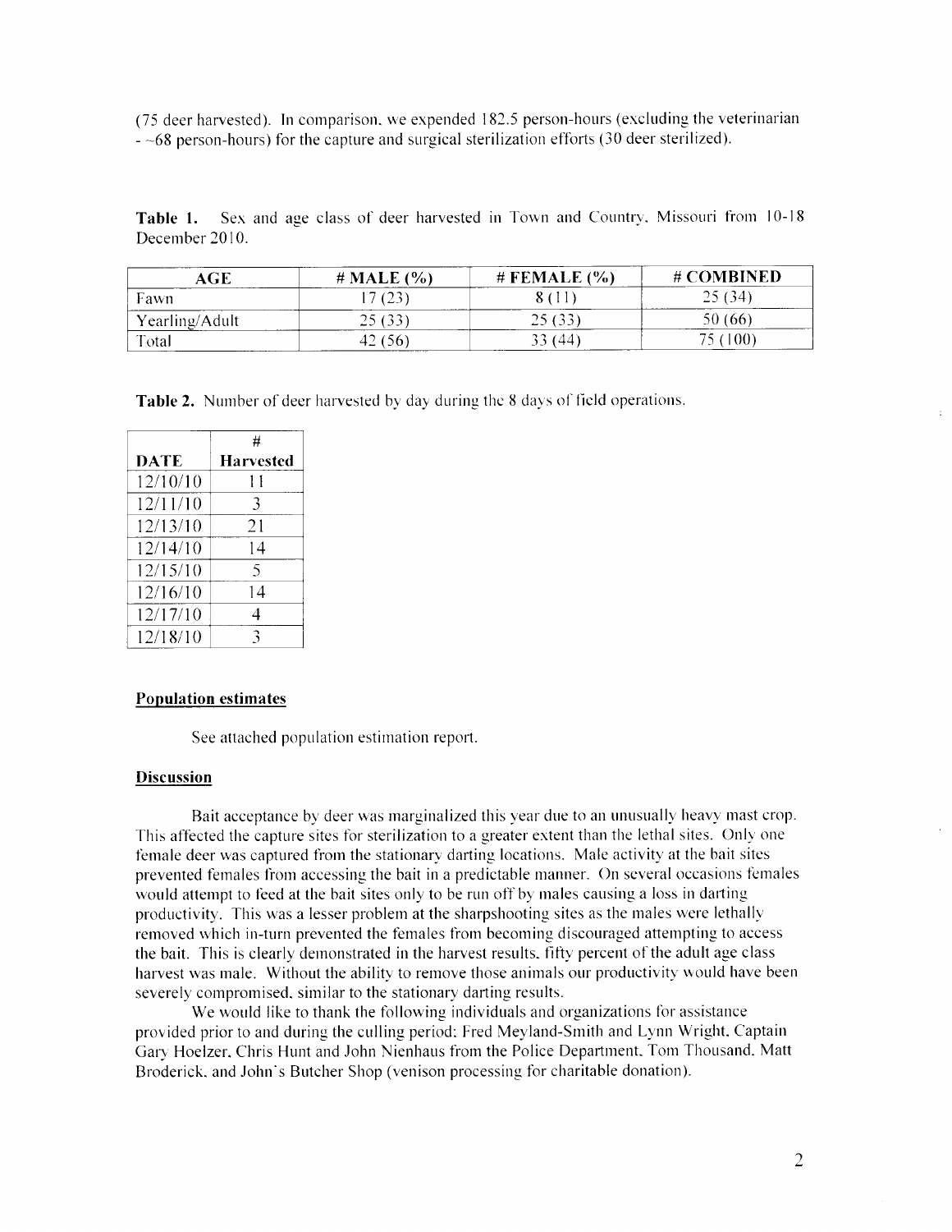(75 deer harvested). In comparison, we expended 182.5 person-hours (excluding the veterinarian - ~68 person-hours) for the capture and surgical sterilization efforts (30 deer sterilized).

**Table 1.** Sex and age class of deer harvested in Town and Country, Missouri from 10-18 December 2010.

| AGE | # MALE (%) | # FEMALE (%) | # COMBINED |
| --- | --- | --- | --- |
| Fawn | 17 (23) | 8 (11) | 25 (34) |
| Yearling/Adult | 25 (33) | 25 (33) | 50 (66) |
| Total | 42 (56) | 33 (44) | 75 (100) |

**Table 2.** Number of deer harvested by day during the 8 days of field operations.

| DATE | # Harvested |
| --- | --- |
| 12/10/10 | 11 |
| 12/11/10 | 3 |
| 12/13/10 | 21 |
| 12/14/10 | 14 |
| 12/15/10 | 5 |
| 12/16/10 | 14 |
| 12/17/10 | 4 |
| 12/18/10 | 3 |

**Population estimates**

See attached population estimation report.

**Discussion**

Bait acceptance by deer was marginalized this year due to an unusually heavy mast crop. This affected the capture sites for sterilization to a greater extent than the lethal sites. Only one female deer was captured from the stationary darting locations. Male activity at the bait sites prevented females from accessing the bait in a predictable manner. On several occasions females would attempt to feed at the bait sites only to be run off by males causing a loss in darting productivity. This was a lesser problem at the sharpshooting sites as the males were lethally removed which in-turn prevented the females from becoming discouraged attempting to access the bait. This is clearly demonstrated in the harvest results, fifty percent of the adult age class harvest was male. Without the ability to remove those animals our productivity would have been severely compromised, similar to the stationary darting results.

We would like to thank the following individuals and organizations for assistance provided prior to and during the culling period: Fred Meyland-Smith and Lynn Wright, Captain Gary Hoelzer, Chris Hunt and John Nienhaus from the Police Department, Tom Thousand, Matt Broderick, and John's Butcher Shop (venison processing for charitable donation).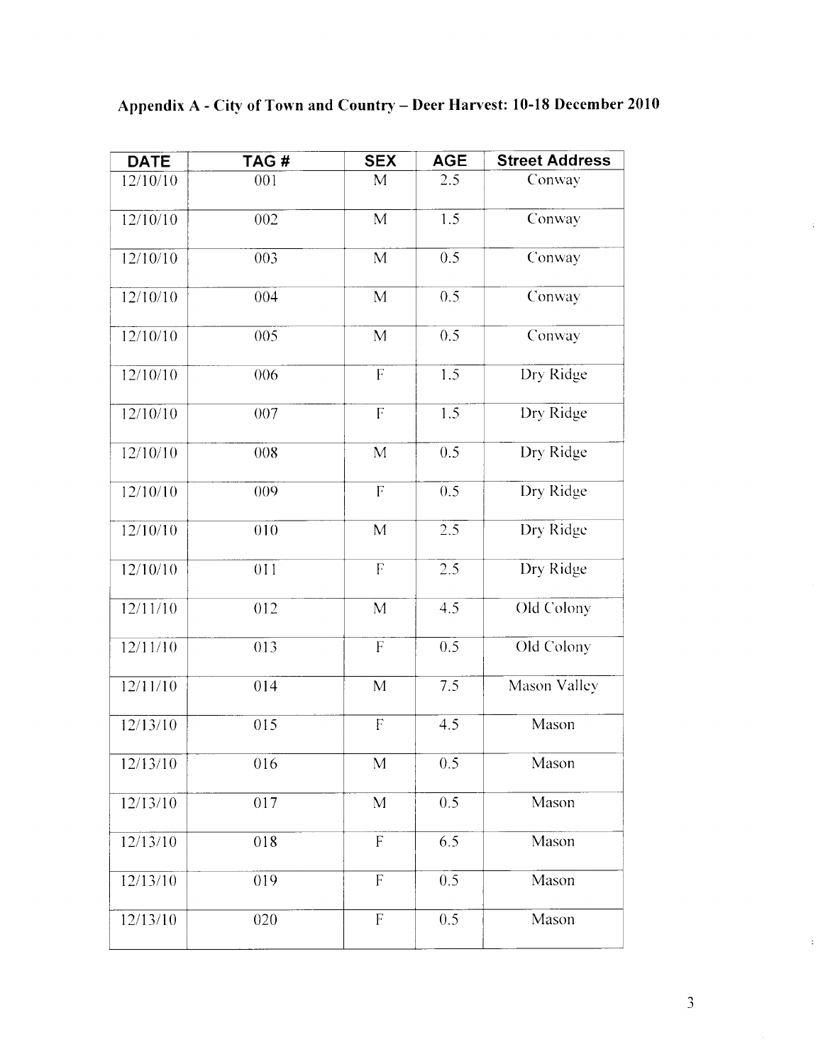## Appendix A - City of Town and Country – Deer Harvest: 10-18 December 2010

| DATE | TAG # | SEX | AGE | Street Address |
|---|---|---|---|---|
| 12/10/10 | 001 | M | 2.5 | Conway |
| 12/10/10 | 002 | M | 1.5 | Conway |
| 12/10/10 | 003 | M | 0.5 | Conway |
| 12/10/10 | 004 | M | 0.5 | Conway |
| 12/10/10 | 005 | M | 0.5 | Conway |
| 12/10/10 | 006 | F | 1.5 | Dry Ridge |
| 12/10/10 | 007 | F | 1.5 | Dry Ridge |
| 12/10/10 | 008 | M | 0.5 | Dry Ridge |
| 12/10/10 | 009 | F | 0.5 | Dry Ridge |
| 12/10/10 | 010 | M | 2.5 | Dry Ridge |
| 12/10/10 | 011 | F | 2.5 | Dry Ridge |
| 12/11/10 | 012 | M | 4.5 | Old Colony |
| 12/11/10 | 013 | F | 0.5 | Old Colony |
| 12/11/10 | 014 | M | 7.5 | Mason Valley |
| 12/13/10 | 015 | F | 4.5 | Mason |
| 12/13/10 | 016 | M | 0.5 | Mason |
| 12/13/10 | 017 | M | 0.5 | Mason |
| 12/13/10 | 018 | F | 6.5 | Mason |
| 12/13/10 | 019 | F | 0.5 | Mason |
| 12/13/10 | 020 | F | 0.5 | Mason |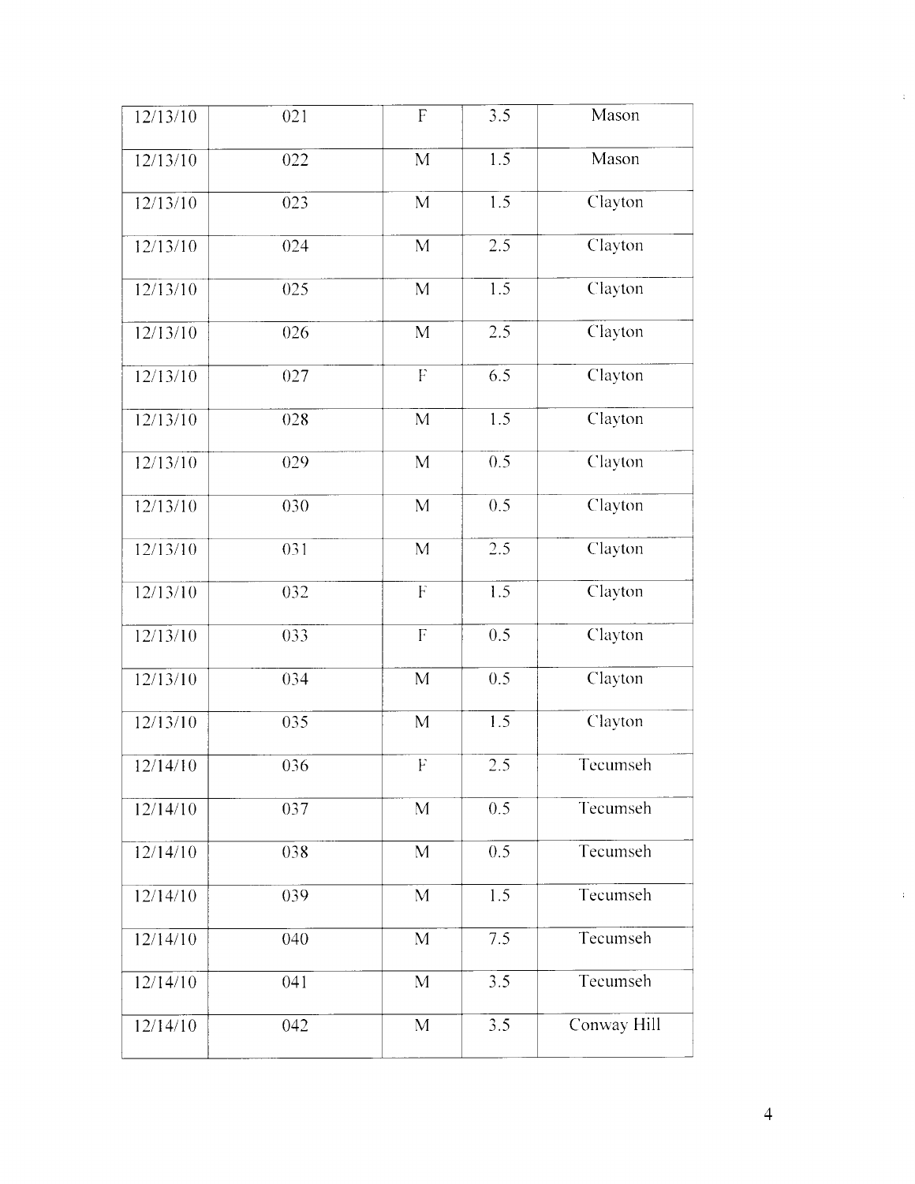| | | | | |
|---|---|---|---|---|
| 12/13/10 | 021 | F | 3.5 | Mason |
| 12/13/10 | 022 | M | 1.5 | Mason |
| 12/13/10 | 023 | M | 1.5 | Clayton |
| 12/13/10 | 024 | M | 2.5 | Clayton |
| 12/13/10 | 025 | M | 1.5 | Clayton |
| 12/13/10 | 026 | M | 2.5 | Clayton |
| 12/13/10 | 027 | F | 6.5 | Clayton |
| 12/13/10 | 028 | M | 1.5 | Clayton |
| 12/13/10 | 029 | M | 0.5 | Clayton |
| 12/13/10 | 030 | M | 0.5 | Clayton |
| 12/13/10 | 031 | M | 2.5 | Clayton |
| 12/13/10 | 032 | F | 1.5 | Clayton |
| 12/13/10 | 033 | F | 0.5 | Clayton |
| 12/13/10 | 034 | M | 0.5 | Clayton |
| 12/13/10 | 035 | M | 1.5 | Clayton |
| 12/14/10 | 036 | F | 2.5 | Tecumseh |
| 12/14/10 | 037 | M | 0.5 | Tecumseh |
| 12/14/10 | 038 | M | 0.5 | Tecumseh |
| 12/14/10 | 039 | M | 1.5 | Tecumseh |
| 12/14/10 | 040 | M | 7.5 | Tecumseh |
| 12/14/10 | 041 | M | 3.5 | Tecumseh |
| 12/14/10 | 042 | M | 3.5 | Conway Hill |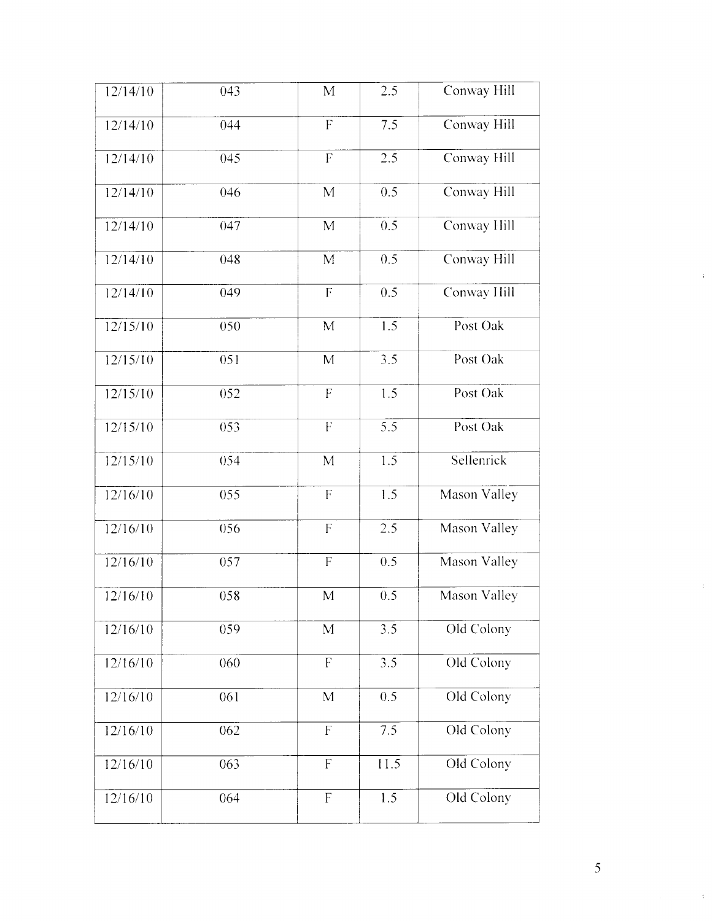| | | | | |
|---|---|---|---|---|
| 12/14/10 | 043 | M | 2.5 | Conway Hill |
| 12/14/10 | 044 | F | 7.5 | Conway Hill |
| 12/14/10 | 045 | F | 2.5 | Conway Hill |
| 12/14/10 | 046 | M | 0.5 | Conway Hill |
| 12/14/10 | 047 | M | 0.5 | Conway Hill |
| 12/14/10 | 048 | M | 0.5 | Conway Hill |
| 12/14/10 | 049 | F | 0.5 | Conway Hill |
| 12/15/10 | 050 | M | 1.5 | Post Oak |
| 12/15/10 | 051 | M | 3.5 | Post Oak |
| 12/15/10 | 052 | F | 1.5 | Post Oak |
| 12/15/10 | 053 | F | 5.5 | Post Oak |
| 12/15/10 | 054 | M | 1.5 | Sellenrick |
| 12/16/10 | 055 | F | 1.5 | Mason Valley |
| 12/16/10 | 056 | F | 2.5 | Mason Valley |
| 12/16/10 | 057 | F | 0.5 | Mason Valley |
| 12/16/10 | 058 | M | 0.5 | Mason Valley |
| 12/16/10 | 059 | M | 3.5 | Old Colony |
| 12/16/10 | 060 | F | 3.5 | Old Colony |
| 12/16/10 | 061 | M | 0.5 | Old Colony |
| 12/16/10 | 062 | F | 7.5 | Old Colony |
| 12/16/10 | 063 | F | 11.5 | Old Colony |
| 12/16/10 | 064 | F | 1.5 | Old Colony |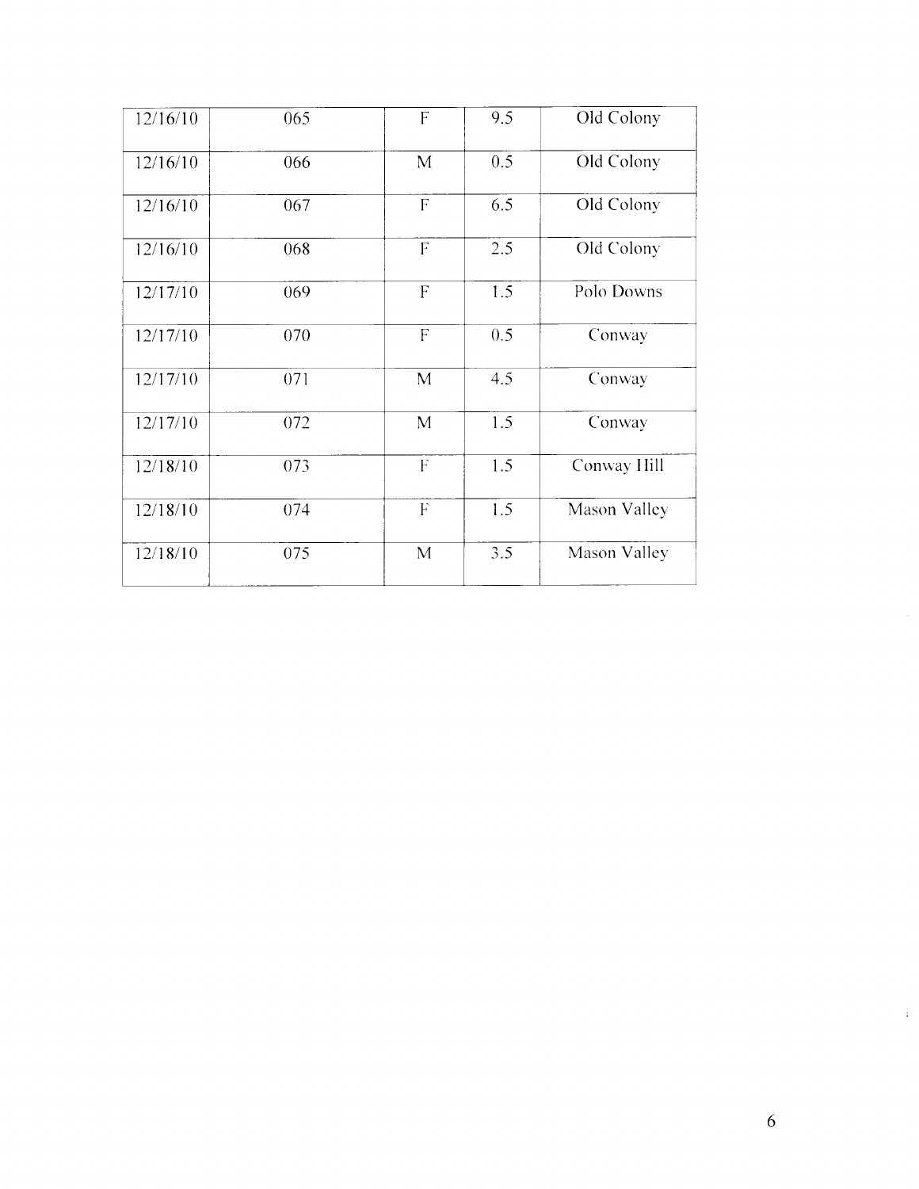| | | | | |
|---|---|---|---|---|
| 12/16/10 | 065 | F | 9.5 | Old Colony |
| 12/16/10 | 066 | M | 0.5 | Old Colony |
| 12/16/10 | 067 | F | 6.5 | Old Colony |
| 12/16/10 | 068 | F | 2.5 | Old Colony |
| 12/17/10 | 069 | F | 1.5 | Polo Downs |
| 12/17/10 | 070 | F | 0.5 | Conway |
| 12/17/10 | 071 | M | 4.5 | Conway |
| 12/17/10 | 072 | M | 1.5 | Conway |
| 12/18/10 | 073 | F | 1.5 | Conway Hill |
| 12/18/10 | 074 | F | 1.5 | Mason Valley |
| 12/18/10 | 075 | M | 3.5 | Mason Valley |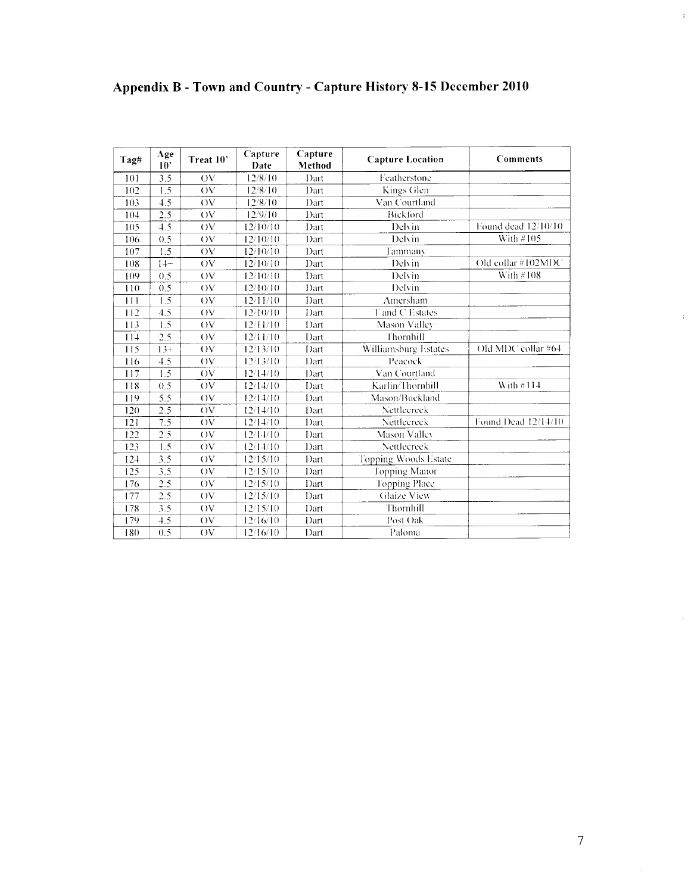# Appendix B - Town and Country - Capture History 8-15 December 2010

| Tag# | Age 10' | Treat 10' | Capture Date | Capture Method | Capture Location | Comments |
|---|---|---|---|---|---|---|
| 101 | 3.5 | OV | 12/8/10 | Dart | Featherstone | |
| 102 | 1.5 | OV | 12/8/10 | Dart | Kings Glen | |
| 103 | 4.5 | OV | 12/8/10 | Dart | Van Courtland | |
| 104 | 2.5 | OV | 12/9/10 | Dart | Bickford | |
| 105 | 4.5 | OV | 12/10/10 | Dart | Delvin | Found dead 12/10/10 |
| 106 | 0.5 | OV | 12/10/10 | Dart | Delvin | With #105 |
| 107 | 1.5 | OV | 12/10/10 | Dart | Tammany | |
| 108 | 14– | OV | 12/10/10 | Dart | Delvin | Old collar #102MDC |
| 109 | 0.5 | OV | 12/10/10 | Dart | Delvin | With #108 |
| 110 | 0.5 | OV | 12/10/10 | Dart | Delvin | |
| 111 | 1.5 | OV | 12/11/10 | Dart | Amersham | |
| 112 | 4.5 | OV | 12/10/10 | Dart | T and C Estates | |
| 113 | 1.5 | OV | 12/11/10 | Dart | Mason Valley | |
| 114 | 2.5 | OV | 12/11/10 | Dart | Thornhill | |
| 115 | 13+ | OV | 12/13/10 | Dart | Williamsburg Estates | Old MDC collar #64 |
| 116 | 4.5 | OV | 12/13/10 | Dart | Peacock | |
| 117 | 1.5 | OV | 12/14/10 | Dart | Van Courtland | |
| 118 | 0.5 | OV | 12/14/10 | Dart | Karlin/Thornhill | With #114 |
| 119 | 5.5 | OV | 12/14/10 | Dart | Mason/Buckland | |
| 120 | 2.5 | OV | 12/14/10 | Dart | Nettlecreek | |
| 121 | 7.5 | OV | 12/14/10 | Dart | Nettlecreek | Found Dead 12/14/10 |
| 122 | 2.5 | OV | 12/14/10 | Dart | Mason Valley | |
| 123 | 1.5 | OV | 12/14/10 | Dart | Nettlecreek | |
| 124 | 3.5 | OV | 12/15/10 | Dart | Topping Woods Estate | |
| 125 | 3.5 | OV | 12/15/10 | Dart | Topping Manor | |
| 176 | 2.5 | OV | 12/15/10 | Dart | Topping Place | |
| 177 | 2.5 | OV | 12/15/10 | Dart | Glaize View | |
| 178 | 3.5 | OV | 12/15/10 | Dart | Thornhill | |
| 179 | 4.5 | OV | 12/16/10 | Dart | Post Oak | |
| 180 | 0.5 | OV | 12/16/10 | Dart | Paloma | |